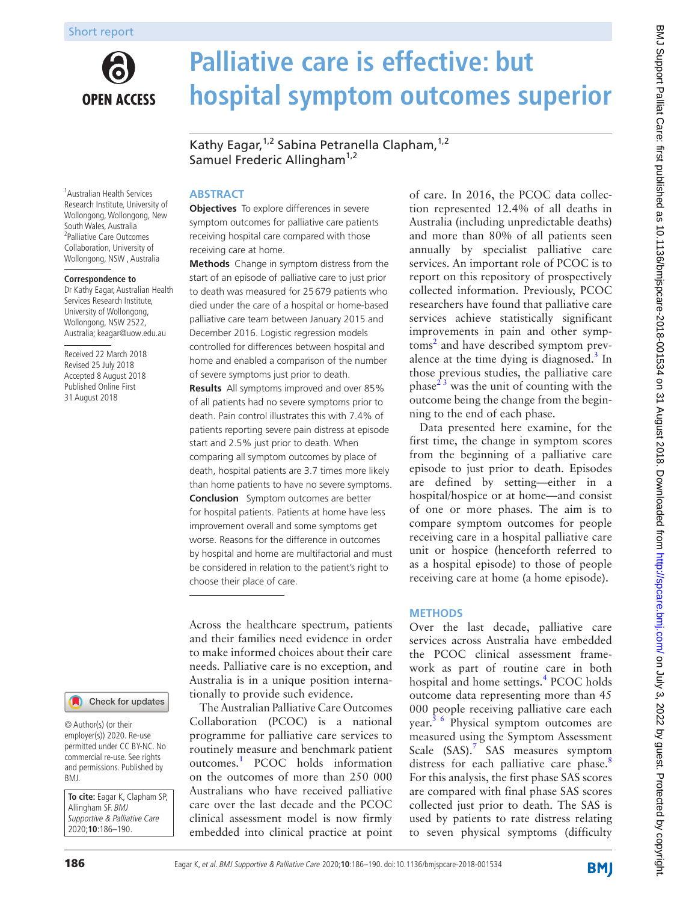Short report

# Palliative care is effective: but hospital symptom outcomes superior

Kathy Eagar,[1,2] Sabina Petranella Clapham,[1,2] Samuel Frederic Allingham[1,2]

[1]Australian Health Services Research Institute, University of Wollongong, Wollongong, New South Wales, Australia
[2]Palliative Care Outcomes Collaboration, University of Wollongong, NSW , Australia

**Correspondence to**
Dr Kathy Eagar, Australian Health Services Research Institute, University of Wollongong, Wollongong, NSW 2522, Australia; keagar@uow.edu.au

Received 22 March 2018
Revised 25 July 2018
Accepted 8 August 2018
Published Online First 31 August 2018

© Author(s) (or their employer(s)) 2020. Re-use permitted under CC BY-NC. No commercial re-use. See rights and permissions. Published by BMJ.

**To cite:** Eagar K, Clapham SP, Allingham SF. *BMJ Supportive & Palliative Care* 2020;**10**:186–190.

## ABSTRACT

**Objectives** To explore differences in severe symptom outcomes for palliative care patients receiving hospital care compared with those receiving care at home.

**Methods** Change in symptom distress from the start of an episode of palliative care to just prior to death was measured for 25 679 patients who died under the care of a hospital or home-based palliative care team between January 2015 and December 2016. Logistic regression models controlled for differences between hospital and home and enabled a comparison of the number of severe symptoms just prior to death.

**Results** All symptoms improved and over 85% of all patients had no severe symptoms prior to death. Pain control illustrates this with 7.4% of patients reporting severe pain distress at episode start and 2.5% just prior to death. When comparing all symptom outcomes by place of death, hospital patients are 3.7 times more likely than home patients to have no severe symptoms.

**Conclusion** Symptom outcomes are better for hospital patients. Patients at home have less improvement overall and some symptoms get worse. Reasons for the difference in outcomes by hospital and home are multifactorial and must be considered in relation to the patient's right to choose their place of care.

Across the healthcare spectrum, patients and their families need evidence in order to make informed choices about their care needs. Palliative care is no exception, and Australia is in a unique position internationally to provide such evidence.

The Australian Palliative Care Outcomes Collaboration (PCOC) is a national programme for palliative care services to routinely measure and benchmark patient outcomes.[1] PCOC holds information on the outcomes of more than 250 000 Australians who have received palliative care over the last decade and the PCOC clinical assessment model is now firmly embedded into clinical practice at point of care. In 2016, the PCOC data collection represented 12.4% of all deaths in Australia (including unpredictable deaths) and more than 80% of all patients seen annually by specialist palliative care services. An important role of PCOC is to report on this repository of prospectively collected information. Previously, PCOC researchers have found that palliative care services achieve statistically significant improvements in pain and other symptoms[2] and have described symptom prevalence at the time dying is diagnosed.[3] In those previous studies, the palliative care phase[2,3] was the unit of counting with the outcome being the change from the beginning to the end of each phase.

Data presented here examine, for the first time, the change in symptom scores from the beginning of a palliative care episode to just prior to death. Episodes are defined by setting—either in a hospital/hospice or at home—and consist of one or more phases. The aim is to compare symptom outcomes for people receiving care in a hospital palliative care unit or hospice (henceforth referred to as a hospital episode) to those of people receiving care at home (a home episode).

## METHODS

Over the last decade, palliative care services across Australia have embedded the PCOC clinical assessment framework as part of routine care in both hospital and home settings.[4] PCOC holds outcome data representing more than 45 000 people receiving palliative care each year.[5,6] Physical symptom outcomes are measured using the Symptom Assessment Scale (SAS).[7] SAS measures symptom distress for each palliative care phase.[8] For this analysis, the first phase SAS scores are compared with final phase SAS scores collected just prior to death. The SAS is used by patients to rate distress relating to seven physical symptoms (difficulty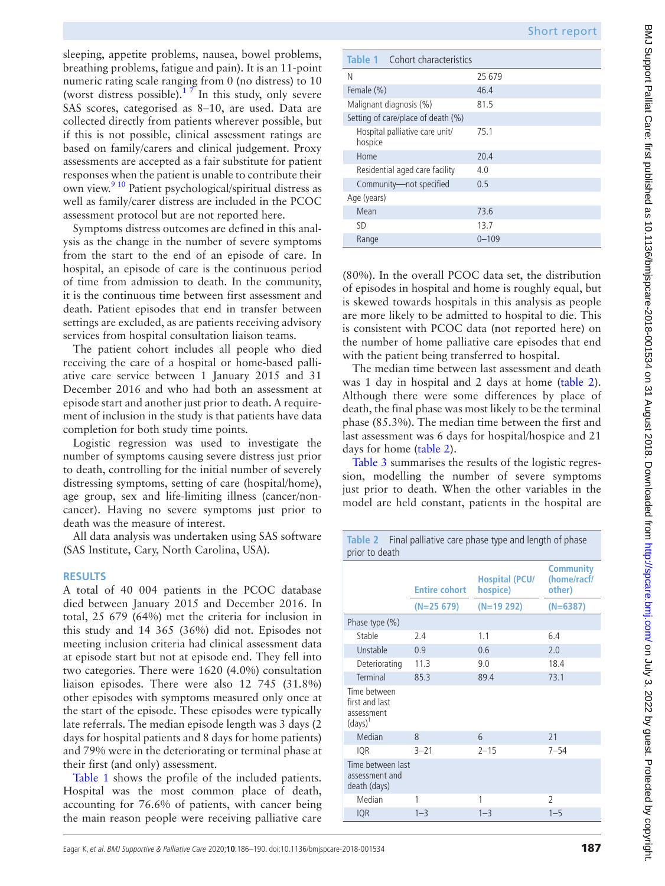sleeping, appetite problems, nausea, bowel problems, breathing problems, fatigue and pain). It is an 11-point numeric rating scale ranging from 0 (no distress) to 10 (worst distress possible).[1 7] In this study, only severe SAS scores, categorised as 8–10, are used. Data are collected directly from patients wherever possible, but if this is not possible, clinical assessment ratings are based on family/carers and clinical judgement. Proxy assessments are accepted as a fair substitute for patient responses when the patient is unable to contribute their own view.[9 10] Patient psychological/spiritual distress as well as family/carer distress are included in the PCOC assessment protocol but are not reported here.

Symptoms distress outcomes are defined in this analysis as the change in the number of severe symptoms from the start to the end of an episode of care. In hospital, an episode of care is the continuous period of time from admission to death. In the community, it is the continuous time between first assessment and death. Patient episodes that end in transfer between settings are excluded, as are patients receiving advisory services from hospital consultation liaison teams.

The patient cohort includes all people who died receiving the care of a hospital or home-based palliative care service between 1 January 2015 and 31 December 2016 and who had both an assessment at episode start and another just prior to death. A requirement of inclusion in the study is that patients have data completion for both study time points.

Logistic regression was used to investigate the number of symptoms causing severe distress just prior to death, controlling for the initial number of severely distressing symptoms, setting of care (hospital/home), age group, sex and life-limiting illness (cancer/non-cancer). Having no severe symptoms just prior to death was the measure of interest.

All data analysis was undertaken using SAS software (SAS Institute, Cary, North Carolina, USA).

## RESULTS

A total of 40 004 patients in the PCOC database died between January 2015 and December 2016. In total, 25 679 (64%) met the criteria for inclusion in this study and 14 365 (36%) did not. Episodes not meeting inclusion criteria had clinical assessment data at episode start but not at episode end. They fell into two categories. There were 1620 (4.0%) consultation liaison episodes. There were also 12 745 (31.8%) other episodes with symptoms measured only once at the start of the episode. These episodes were typically late referrals. The median episode length was 3 days (2 days for hospital patients and 8 days for home patients) and 79% were in the deteriorating or terminal phase at their first (and only) assessment.

Table 1 shows the profile of the included patients. Hospital was the most common place of death, accounting for 76.6% of patients, with cancer being the main reason people were receiving palliative care (80%). In the overall PCOC data set, the distribution of episodes in hospital and home is roughly equal, but is skewed towards hospitals in this analysis as people are more likely to be admitted to hospital to die. This is consistent with PCOC data (not reported here) on the number of home palliative care episodes that end with the patient being transferred to hospital.

The median time between last assessment and death was 1 day in hospital and 2 days at home (table 2). Although there were some differences by place of death, the final phase was most likely to be the terminal phase (85.3%). The median time between the first and last assessment was 6 days for hospital/hospice and 21 days for home (table 2).

Table 3 summarises the results of the logistic regression, modelling the number of severe symptoms just prior to death. When the other variables in the model are held constant, patients in the hospital are

**Table 1** Cohort characteristics

| | |
|---|---|
| N | 25 679 |
| Female (%) | 46.4 |
| Malignant diagnosis (%) | 81.5 |
| Setting of care/place of death (%) | |
| Hospital palliative care unit/hospice | 75.1 |
| Home | 20.4 |
| Residential aged care facility | 4.0 |
| Community—not specified | 0.5 |
| Age (years) | |
| Mean | 73.6 |
| SD | 13.7 |
| Range | 0–109 |

**Table 2** Final palliative care phase type and length of phase prior to death

| | Entire cohort (N=25 679) | Hospital (PCU/hospice) (N=19 292) | Community (home/racf/other) (N=6387) |
|---|---|---|---|
| Phase type (%) | | | |
| Stable | 2.4 | 1.1 | 6.4 |
| Unstable | 0.9 | 0.6 | 2.0 |
| Deteriorating | 11.3 | 9.0 | 18.4 |
| Terminal | 85.3 | 89.4 | 73.1 |
| Time between first and last assessment (days)[1] | | | |
| Median | 8 | 6 | 21 |
| IQR | 3–21 | 2–15 | 7–54 |
| Time between last assessment and death (days) | | | |
| Median | 1 | 1 | 2 |
| IQR | 1–3 | 1–3 | 1–5 |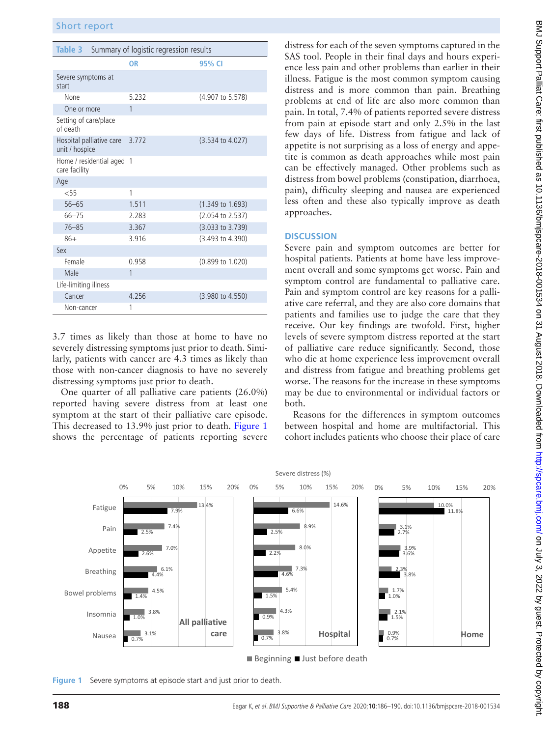**Table 3** Summary of logistic regression results

| | OR | 95% CI |
|---|---|---|
| Severe symptoms at start | | |
| None | 5.232 | (4.907 to 5.578) |
| One or more | 1 | |
| Setting of care/place of death | | |
| Hospital palliative care unit / hospice | 3.772 | (3.534 to 4.027) |
| Home / residential aged care facility | 1 | |
| Age | | |
| <55 | 1 | |
| 56–65 | 1.511 | (1.349 to 1.693) |
| 66–75 | 2.283 | (2.054 to 2.537) |
| 76–85 | 3.367 | (3.033 to 3.739) |
| 86+ | 3.916 | (3.493 to 4.390) |
| Sex | | |
| Female | 0.958 | (0.899 to 1.020) |
| Male | 1 | |
| Life-limiting illness | | |
| Cancer | 4.256 | (3.980 to 4.550) |
| Non-cancer | 1 | |

3.7 times as likely than those at home to have no severely distressing symptoms just prior to death. Similarly, patients with cancer are 4.3 times as likely than those with non-cancer diagnosis to have no severely distressing symptoms just prior to death.

One quarter of all palliative care patients (26.0%) reported having severe distress from at least one symptom at the start of their palliative care episode. This decreased to 13.9% just prior to death. Figure 1 shows the percentage of patients reporting severe distress for each of the seven symptoms captured in the SAS tool. People in their final days and hours experience less pain and other problems than earlier in their illness. Fatigue is the most common symptom causing distress and is more common than pain. Breathing problems at end of life are also more common than pain. In total, 7.4% of patients reported severe distress from pain at episode start and only 2.5% in the last few days of life. Distress from fatigue and lack of appetite is not surprising as a loss of energy and appetite is common as death approaches while most pain can be effectively managed. Other problems such as distress from bowel problems (constipation, diarrhoea, pain), difficulty sleeping and nausea are experienced less often and these also typically improve as death approaches.

## DISCUSSION

Severe pain and symptom outcomes are better for hospital patients. Patients at home have less improvement overall and some symptoms get worse. Pain and symptom control are fundamental to palliative care. Pain and symptom control are key reasons for a palliative care referral, and they are also core domains that patients and families use to judge the care that they receive. Our key findings are twofold. First, higher levels of severe symptom distress reported at the start of palliative care reduce significantly. Second, those who die at home experience less improvement overall and distress from fatigue and breathing problems get worse. The reasons for the increase in these symptoms may be due to environmental or individual factors or both.

Reasons for the differences in symptom outcomes between hospital and home are multifactorial. This cohort includes patients who choose their place of care

Severe distress (%)

| Symptom | All palliative care: Beginning | All palliative care: Just before death | Hospital: Beginning | Hospital: Just before death | Home: Beginning | Home: Just before death |
|---|---|---|---|---|---|---|
| Fatigue | 13.4% | 7.9% | 14.6% | 6.6% | 10.0% | 11.8% |
| Pain | 7.4% | 2.5% | 8.9% | 2.5% | 3.1% | 2.7% |
| Appetite | 7.0% | 2.6% | 8.0% | 2.2% | 3.9% | 3.6% |
| Breathing | 6.1% | 4.4% | 7.3% | 4.6% | 2.3% | 3.8% |
| Bowel problems | 4.5% | 1.4% | 5.4% | 1.5% | 1.7% | 1.0% |
| Insomnia | 3.8% | 1.0% | 4.3% | 0.9% | 2.1% | 1.5% |
| Nausea | 3.1% | 0.7% | 3.8% | 0.7% | 0.9% | 0.7% |

**Figure 1** Severe symptoms at episode start and just prior to death.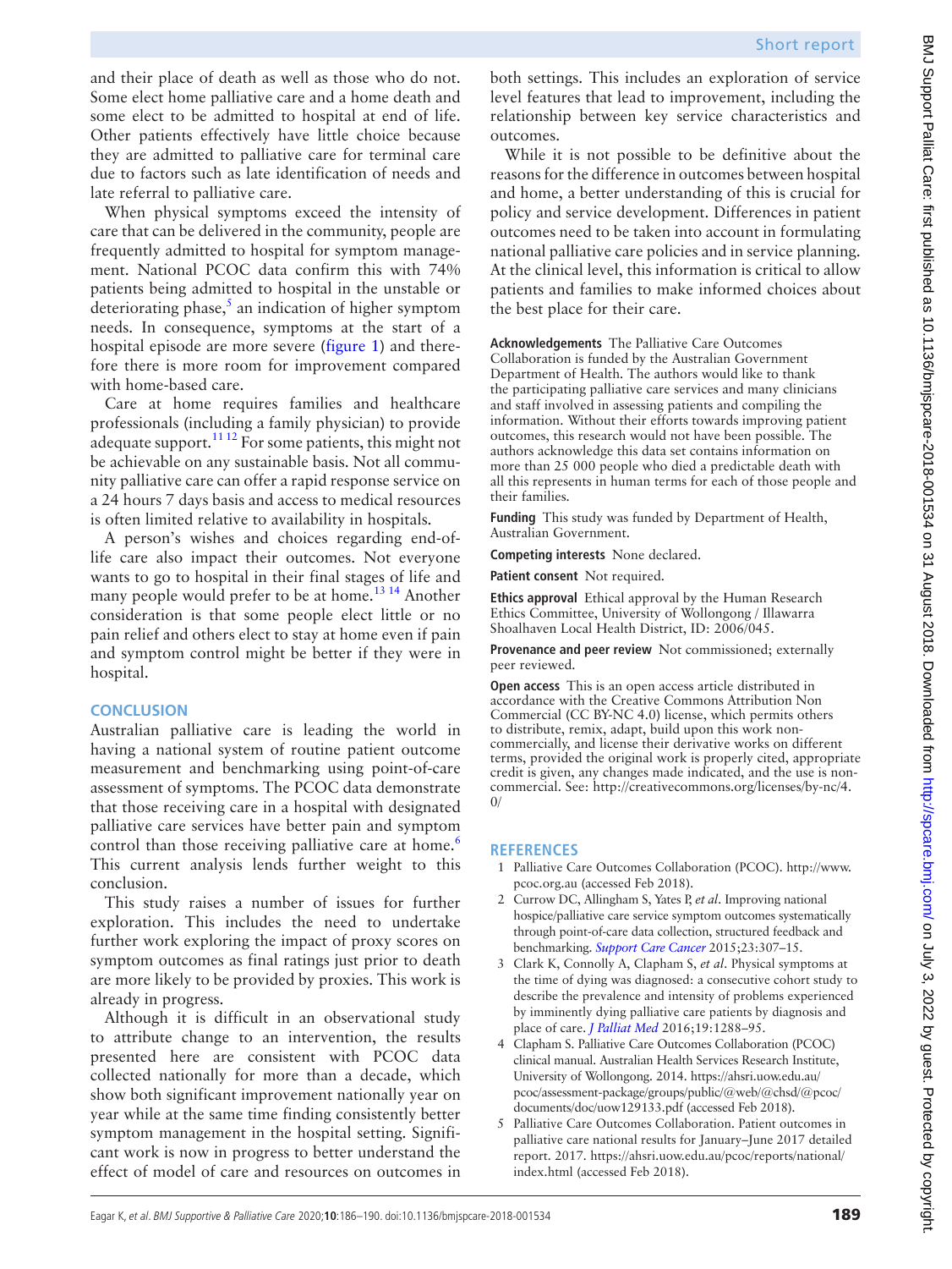and their place of death as well as those who do not. Some elect home palliative care and a home death and some elect to be admitted to hospital at end of life. Other patients effectively have little choice because they are admitted to palliative care for terminal care due to factors such as late identification of needs and late referral to palliative care.

When physical symptoms exceed the intensity of care that can be delivered in the community, people are frequently admitted to hospital for symptom management. National PCOC data confirm this with 74% patients being admitted to hospital in the unstable or deteriorating phase,[5] an indication of higher symptom needs. In consequence, symptoms at the start of a hospital episode are more severe (figure 1) and therefore there is more room for improvement compared with home-based care.

Care at home requires families and healthcare professionals (including a family physician) to provide adequate support.[11 12] For some patients, this might not be achievable on any sustainable basis. Not all community palliative care can offer a rapid response service on a 24 hours 7 days basis and access to medical resources is often limited relative to availability in hospitals.

A person's wishes and choices regarding end-of-life care also impact their outcomes. Not everyone wants to go to hospital in their final stages of life and many people would prefer to be at home.[13 14] Another consideration is that some people elect little or no pain relief and others elect to stay at home even if pain and symptom control might be better if they were in hospital.

## CONCLUSION

Australian palliative care is leading the world in having a national system of routine patient outcome measurement and benchmarking using point-of-care assessment of symptoms. The PCOC data demonstrate that those receiving care in a hospital with designated palliative care services have better pain and symptom control than those receiving palliative care at home.[6] This current analysis lends further weight to this conclusion.

This study raises a number of issues for further exploration. This includes the need to undertake further work exploring the impact of proxy scores on symptom outcomes as final ratings just prior to death are more likely to be provided by proxies. This work is already in progress.

Although it is difficult in an observational study to attribute change to an intervention, the results presented here are consistent with PCOC data collected nationally for more than a decade, which show both significant improvement nationally year on year while at the same time finding consistently better symptom management in the hospital setting. Significant work is now in progress to better understand the effect of model of care and resources on outcomes in both settings. This includes an exploration of service level features that lead to improvement, including the relationship between key service characteristics and outcomes.

While it is not possible to be definitive about the reasons for the difference in outcomes between hospital and home, a better understanding of this is crucial for policy and service development. Differences in patient outcomes need to be taken into account in formulating national palliative care policies and in service planning. At the clinical level, this information is critical to allow patients and families to make informed choices about the best place for their care.

**Acknowledgements** The Palliative Care Outcomes Collaboration is funded by the Australian Government Department of Health. The authors would like to thank the participating palliative care services and many clinicians and staff involved in assessing patients and compiling the information. Without their efforts towards improving patient outcomes, this research would not have been possible. The authors acknowledge this data set contains information on more than 25 000 people who died a predictable death with all this represents in human terms for each of those people and their families.

**Funding** This study was funded by Department of Health, Australian Government.

**Competing interests** None declared.

**Patient consent** Not required.

**Ethics approval** Ethical approval by the Human Research Ethics Committee, University of Wollongong / Illawarra Shoalhaven Local Health District, ID: 2006/045.

**Provenance and peer review** Not commissioned; externally peer reviewed.

**Open access** This is an open access article distributed in accordance with the Creative Commons Attribution Non Commercial (CC BY-NC 4.0) license, which permits others to distribute, remix, adapt, build upon this work non-commercially, and license their derivative works on different terms, provided the original work is properly cited, appropriate credit is given, any changes made indicated, and the use is non-commercial. See: http://creativecommons.org/licenses/by-nc/4.0/

## REFERENCES

1. Palliative Care Outcomes Collaboration (PCOC). http://www.pcoc.org.au (accessed Feb 2018).
2. Currow DC, Allingham S, Yates P, *et al*. Improving national hospice/palliative care service symptom outcomes systematically through point-of-care data collection, structured feedback and benchmarking. *Support Care Cancer* 2015;23:307–15.
3. Clark K, Connolly A, Clapham S, *et al*. Physical symptoms at the time of dying was diagnosed: a consecutive cohort study to describe the prevalence and intensity of problems experienced by imminently dying palliative care patients by diagnosis and place of care. *J Palliat Med* 2016;19:1288–95.
4. Clapham S. Palliative Care Outcomes Collaboration (PCOC) clinical manual. Australian Health Services Research Institute, University of Wollongong. 2014. https://ahsri.uow.edu.au/pcoc/assessment-package/groups/public/@web/@chsd/@pcoc/documents/doc/uow129133.pdf (accessed Feb 2018).
5. Palliative Care Outcomes Collaboration. Patient outcomes in palliative care national results for January–June 2017 detailed report. 2017. https://ahsri.uow.edu.au/pcoc/reports/national/index.html (accessed Feb 2018).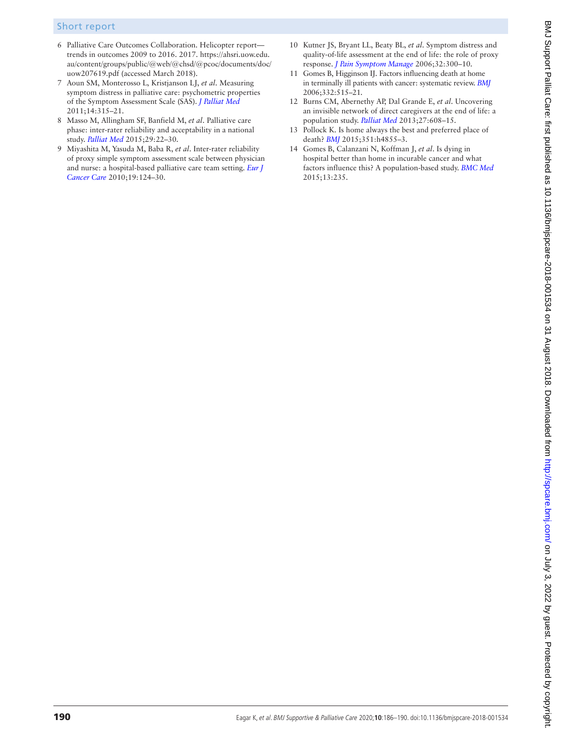6 Palliative Care Outcomes Collaboration. Helicopter report—trends in outcomes 2009 to 2016. 2017. https://ahsri.uow.edu.au/content/groups/public/@web/@chsd/@pcoc/documents/doc/uow207619.pdf (accessed March 2018).

7 Aoun SM, Monterosso L, Kristjanson LJ, *et al*. Measuring symptom distress in palliative care: psychometric properties of the Symptom Assessment Scale (SAS). *J Palliat Med* 2011;14:315–21.

8 Masso M, Allingham SF, Banfield M, *et al*. Palliative care phase: inter-rater reliability and acceptability in a national study. *Palliat Med* 2015;29:22–30.

9 Miyashita M, Yasuda M, Baba R, *et al*. Inter-rater reliability of proxy simple symptom assessment scale between physician and nurse: a hospital-based palliative care team setting. *Eur J Cancer Care* 2010;19:124–30.

10 Kutner JS, Bryant LL, Beaty BL, *et al*. Symptom distress and quality-of-life assessment at the end of life: the role of proxy response. *J Pain Symptom Manage* 2006;32:300–10.

11 Gomes B, Higginson IJ. Factors influencing death at home in terminally ill patients with cancer: systematic review. *BMJ* 2006;332:515–21.

12 Burns CM, Abernethy AP, Dal Grande E, *et al*. Uncovering an invisible network of direct caregivers at the end of life: a population study. *Palliat Med* 2013;27:608–15.

13 Pollock K. Is home always the best and preferred place of death? *BMJ* 2015;351:h4855–3.

14 Gomes B, Calanzani N, Koffman J, *et al*. Is dying in hospital better than home in incurable cancer and what factors influence this? A population-based study. *BMC Med* 2015;13:235.